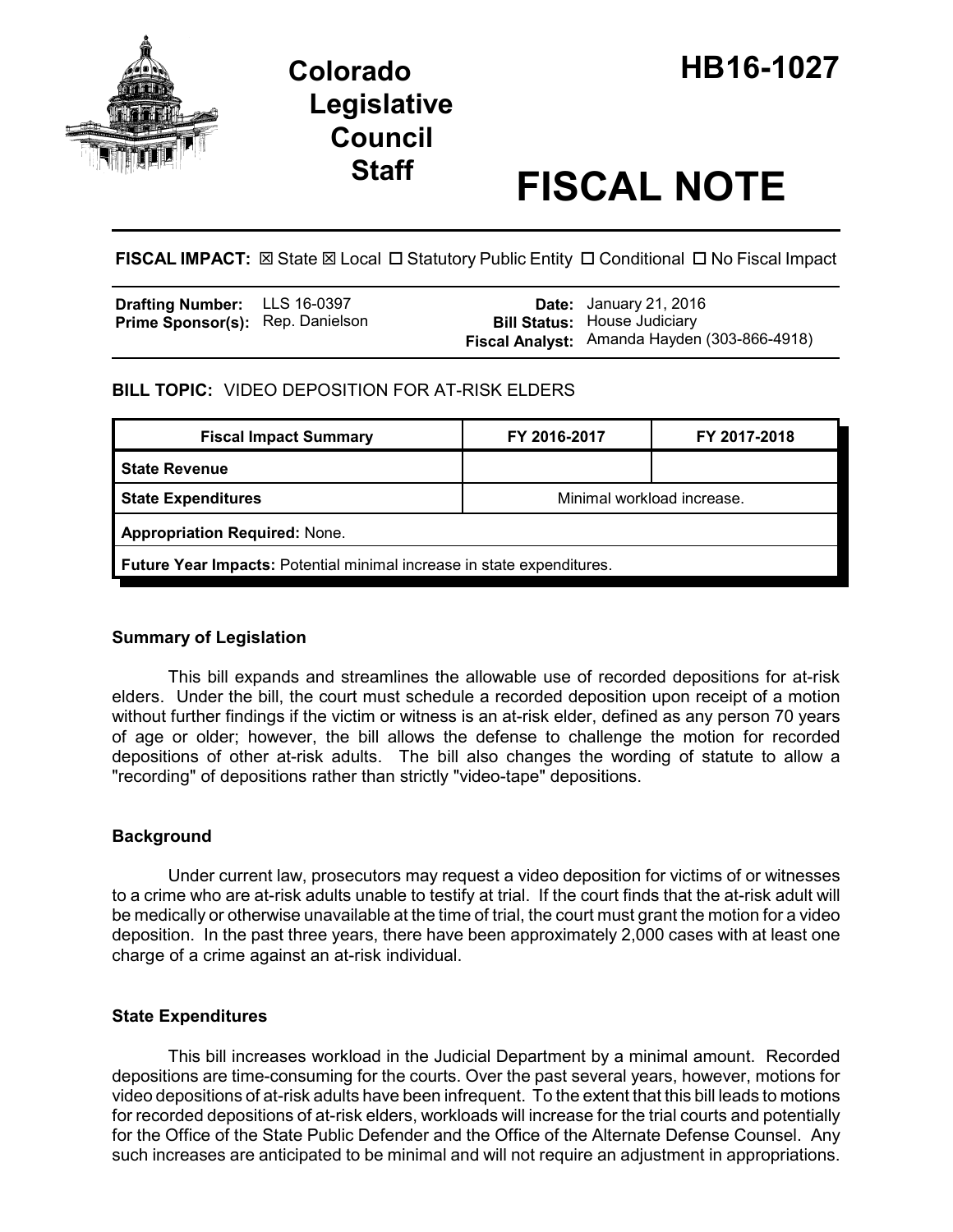# Colorado Legislative Council Staff

# HB16-1027

# FISCAL NOTE

**FISCAL IMPACT:** ☒ State ☒ Local ☐ Statutory Public Entity ☐ Conditional ☐ No Fiscal Impact

| | | | |
|---|---|---|---|
| **Drafting Number:** | LLS 16-0397 | **Date:** | January 21, 2016 |
| **Prime Sponsor(s):** | Rep. Danielson | **Bill Status:** | House Judiciary |
| | | **Fiscal Analyst:** | Amanda Hayden (303-866-4918) |

**BILL TOPIC:** VIDEO DEPOSITION FOR AT-RISK ELDERS

| Fiscal Impact Summary | FY 2016-2017 | FY 2017-2018 |
|---|---|---|
| **State Revenue** | | |
| **State Expenditures** | Minimal workload increase. | |
| **Appropriation Required:** None. | | |
| **Future Year Impacts:** Potential minimal increase in state expenditures. | | |

### Summary of Legislation

This bill expands and streamlines the allowable use of recorded depositions for at-risk elders. Under the bill, the court must schedule a recorded deposition upon receipt of a motion without further findings if the victim or witness is an at-risk elder, defined as any person 70 years of age or older; however, the bill allows the defense to challenge the motion for recorded depositions of other at-risk adults. The bill also changes the wording of statute to allow a "recording" of depositions rather than strictly "video-tape" depositions.

### Background

Under current law, prosecutors may request a video deposition for victims of or witnesses to a crime who are at-risk adults unable to testify at trial. If the court finds that the at-risk adult will be medically or otherwise unavailable at the time of trial, the court must grant the motion for a video deposition. In the past three years, there have been approximately 2,000 cases with at least one charge of a crime against an at-risk individual.

### State Expenditures

This bill increases workload in the Judicial Department by a minimal amount. Recorded depositions are time-consuming for the courts. Over the past several years, however, motions for video depositions of at-risk adults have been infrequent. To the extent that this bill leads to motions for recorded depositions of at-risk elders, workloads will increase for the trial courts and potentially for the Office of the State Public Defender and the Office of the Alternate Defense Counsel. Any such increases are anticipated to be minimal and will not require an adjustment in appropriations.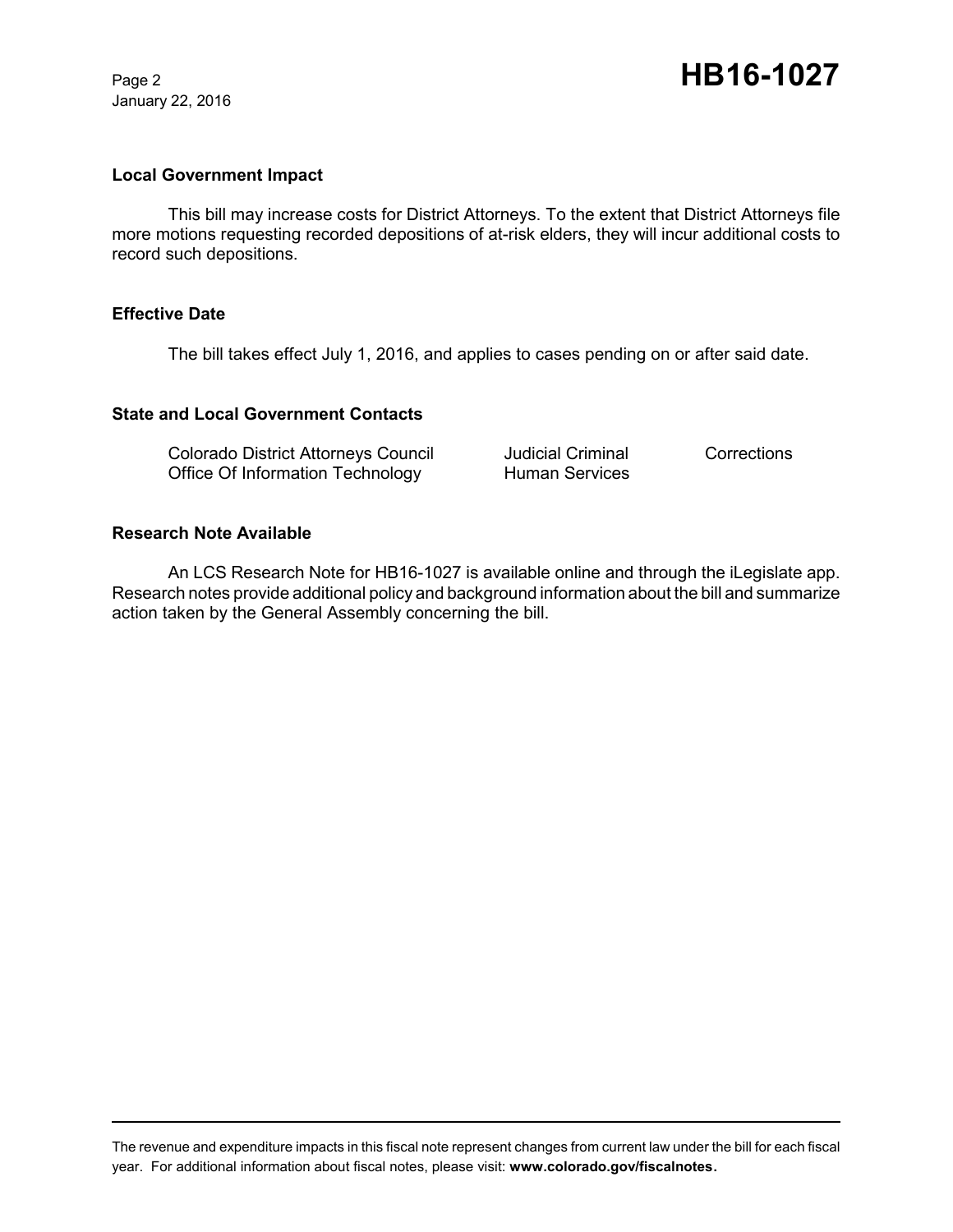## Local Government Impact

This bill may increase costs for District Attorneys. To the extent that District Attorneys file more motions requesting recorded depositions of at-risk elders, they will incur additional costs to record such depositions.

## Effective Date

The bill takes effect July 1, 2016, and applies to cases pending on or after said date.

## State and Local Government Contacts

| | | |
|---|---|---|
| Colorado District Attorneys Council | Judicial Criminal | Corrections |
| Office Of Information Technology | Human Services | |

## Research Note Available

An LCS Research Note for HB16-1027 is available online and through the iLegislate app. Research notes provide additional policy and background information about the bill and summarize action taken by the General Assembly concerning the bill.

The revenue and expenditure impacts in this fiscal note represent changes from current law under the bill for each fiscal year. For additional information about fiscal notes, please visit: **www.colorado.gov/fiscalnotes.**